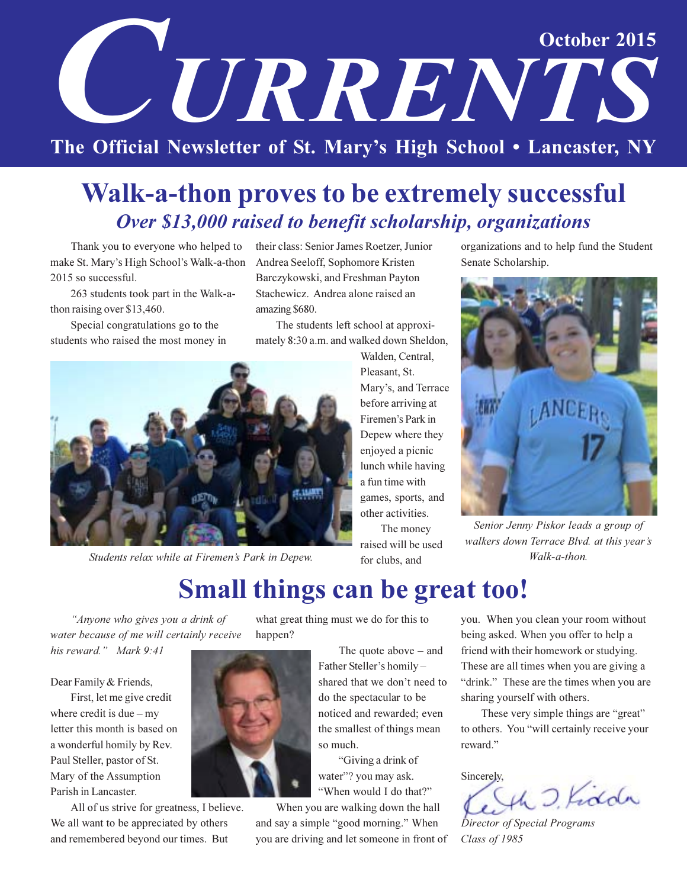# CURRENTS

October 2015

The Official Newsletter of St. Mary's High School • Lancaster, NY

## Walk-a-thon proves to be extremely successful

### *Over $13,000 raised to benefit scholarship, organizations*

Thank you to everyone who helped to make St. Mary's High School's Walk-a-thon 2015 so successful.

263 students took part in the Walk-a-thon raising over $13,460.

Special congratulations go to the students who raised the most money in their class: Senior James Roetzer, Junior Andrea Seeloff, Sophomore Kristen Barczykowski, and Freshman Payton Stachewicz. Andrea alone raised an amazing $680.

The students left school at approximately 8:30 a.m. and walked down Sheldon, Walden, Central, Pleasant, St. Mary's, and Terrace before arriving at Firemen's Park in Depew where they enjoyed a picnic lunch while having a fun time with games, sports, and other activities.

The money raised will be used for clubs, and organizations and to help fund the Student Senate Scholarship.

*Students relax while at Firemen's Park in Depew.*

*Senior Jenny Piskor leads a group of walkers down Terrace Blvd. at this year's Walk-a-thon.*

## Small things can be great too!

*"Anyone who gives you a drink of water because of me will certainly receive his reward." Mark 9:41*

Dear Family & Friends,

First, let me give credit where credit is due – my letter this month is based on a wonderful homily by Rev. Paul Steller, pastor of St. Mary of the Assumption Parish in Lancaster.

All of us strive for greatness, I believe. We all want to be appreciated by others and remembered beyond our times. But what great thing must we do for this to happen?

The quote above – and Father Steller's homily – shared that we don't need to do the spectacular to be noticed and rewarded; even the smallest of things mean so much.

"Giving a drink of water"? you may ask. "When would I do that?"

When you are walking down the hall and say a simple "good morning." When you are driving and let someone in front of you. When you clean your room without being asked. When you offer to help a friend with their homework or studying. These are all times when you are giving a "drink." These are the times when you are sharing yourself with others.

These very simple things are "great" to others. You "will certainly receive your reward."

Sincerely,

Keith D. Kiddo

*Director of Special Programs*
*Class of 1985*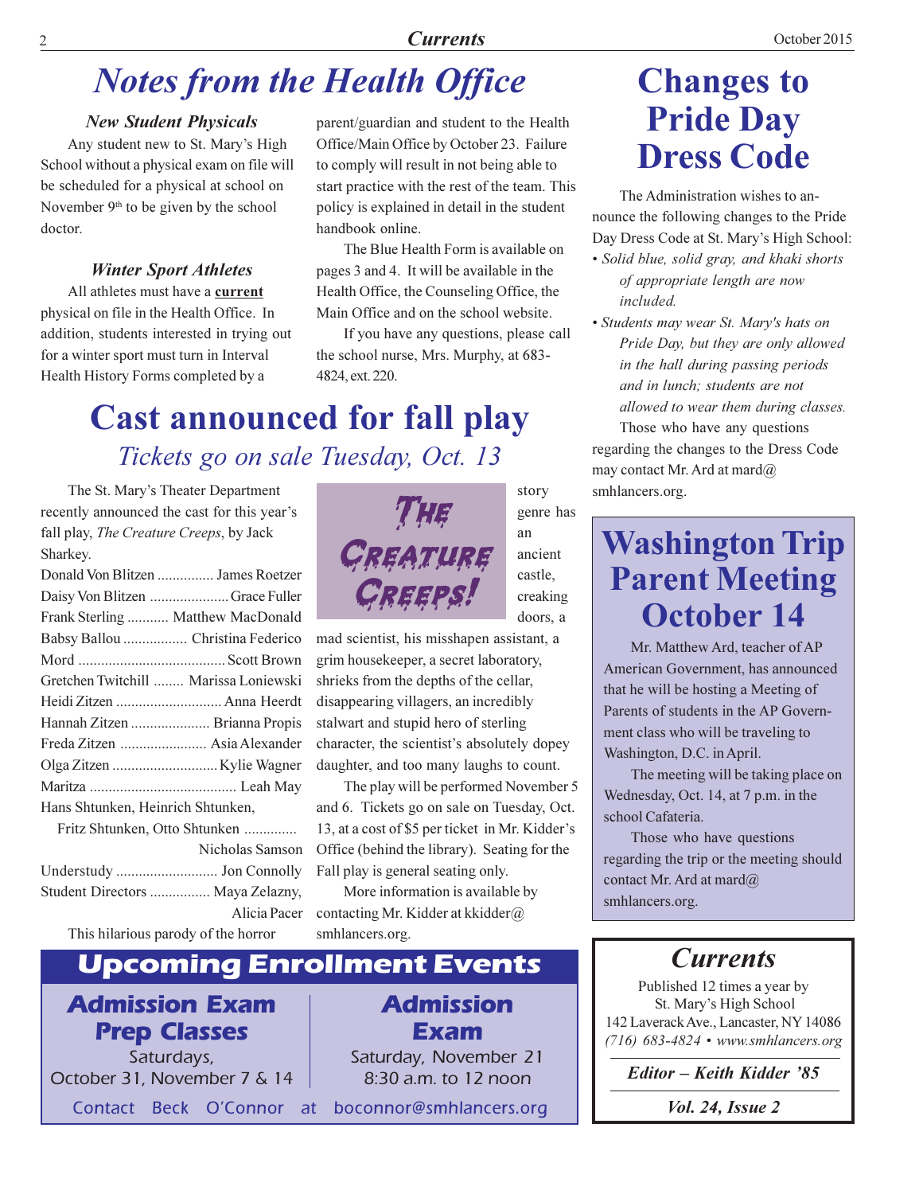# Notes from the Health Office

### *New Student Physicals*

Any student new to St. Mary's High School without a physical exam on file will be scheduled for a physical at school on November 9th to be given by the school doctor.

### *Winter Sport Athletes*

All athletes must have a **current** physical on file in the Health Office. In addition, students interested in trying out for a winter sport must turn in Interval Health History Forms completed by a parent/guardian and student to the Health Office/Main Office by October 23. Failure to comply will result in not being able to start practice with the rest of the team. This policy is explained in detail in the student handbook online.

The Blue Health Form is available on pages 3 and 4. It will be available in the Health Office, the Counseling Office, the Main Office and on the school website.

If you have any questions, please call the school nurse, Mrs. Murphy, at 683-4824, ext. 220.

# Cast announced for fall play

## *Tickets go on sale Tuesday, Oct. 13*

The St. Mary's Theater Department recently announced the cast for this year's fall play, *The Creature Creeps*, by Jack Sharkey.

| Role | Cast |
|---|---|
| Donald Von Blitzen | James Roetzer |
| Daisy Von Blitzen | Grace Fuller |
| Frank Sterling | Matthew MacDonald |
| Babsy Ballou | Christina Federico |
| Mord | Scott Brown |
| Gretchen Twitchill | Marissa Loniewski |
| Heidi Zitzen | Anna Heerdt |
| Hannah Zitzen | Brianna Propis |
| Freda Zitzen | Asia Alexander |
| Olga Zitzen | Kylie Wagner |
| Maritza | Leah May |
| Hans Shtunken, Heinrich Shtunken, Fritz Shtunken, Otto Shtunken | Nicholas Samson |
| Understudy | Jon Connolly |
| Student Directors | Maya Zelazny, Alicia Pacer |

THE CREATURE CREEPS!

This hilarious parody of the horror story genre has an ancient castle, creaking doors, a mad scientist, his misshapen assistant, a grim housekeeper, a secret laboratory, shrieks from the depths of the cellar, disappearing villagers, an incredibly stalwart and stupid hero of sterling character, the scientist's absolutely dopey daughter, and too many laughs to count.

The play will be performed November 5 and 6. Tickets go on sale on Tuesday, Oct. 13, at a cost of $5 per ticket in Mr. Kidder's Office (behind the library). Seating for the Fall play is general seating only.

More information is available by contacting Mr. Kidder at kkidder@smhlancers.org.

## Upcoming Enrollment Events

**Admission Exam Prep Classes**
Saturdays,
October 31, November 7 & 14

**Admission Exam**
Saturday, November 21
8:30 a.m. to 12 noon

Contact Beck O'Connor at boconnor@smhlancers.org

# Changes to Pride Day Dress Code

The Administration wishes to announce the following changes to the Pride Day Dress Code at St. Mary's High School:

- *Solid blue, solid gray, and khaki shorts of appropriate length are now included.*
- *Students may wear St. Mary's hats on Pride Day, but they are only allowed in the hall during passing periods and in lunch; students are not allowed to wear them during classes.*

Those who have any questions regarding the changes to the Dress Code may contact Mr. Ard at mard@smhlancers.org.

# Washington Trip Parent Meeting October 14

Mr. Matthew Ard, teacher of AP American Government, has announced that he will be hosting a Meeting of Parents of students in the AP Government class who will be traveling to Washington, D.C. in April.

The meeting will be taking place on Wednesday, Oct. 14, at 7 p.m. in the school Cafateria.

Those who have questions regarding the trip or the meeting should contact Mr. Ard at mard@smhlancers.org.

## *Currents*

Published 12 times a year by
St. Mary's High School
142 Laverack Ave., Lancaster, NY 14086
*(716) 683-4824 • www.smhlancers.org*

***Editor – Keith Kidder '85***

***Vol. 24, Issue 2***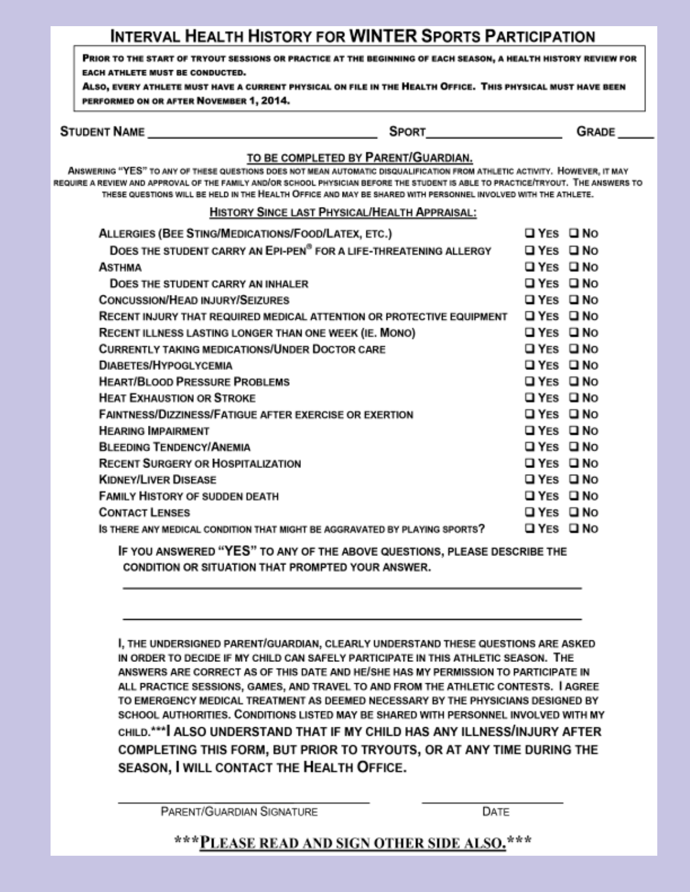# INTERVAL HEALTH HISTORY FOR WINTER SPORTS PARTICIPATION

> **PRIOR TO THE START OF TRYOUT SESSIONS OR PRACTICE AT THE BEGINNING OF EACH SEASON, A HEALTH HISTORY REVIEW FOR EACH ATHLETE MUST BE CONDUCTED.**
>
> **ALSO, EVERY ATHLETE MUST HAVE A CURRENT PHYSICAL ON FILE IN THE HEALTH OFFICE. THIS PHYSICAL MUST HAVE BEEN PERFORMED ON OR AFTER NOVEMBER 1, 2014.**

**STUDENT NAME** ______________________________ **SPORT** ____________________ **GRADE** _____

## TO BE COMPLETED BY PARENT/GUARDIAN.

ANSWERING "YES" TO ANY OF THESE QUESTIONS DOES NOT MEAN AUTOMATIC DISQUALIFICATION FROM ATHLETIC ACTIVITY. HOWEVER, IT MAY REQUIRE A REVIEW AND APPROVAL OF THE FAMILY AND/OR SCHOOL PHYSICIAN BEFORE THE STUDENT IS ABLE TO PRACTICE/TRYOUT. THE ANSWERS TO THESE QUESTIONS WILL BE HELD IN THE HEALTH OFFICE AND MAY BE SHARED WITH PERSONNEL INVOLVED WITH THE ATHLETE.

### HISTORY SINCE LAST PHYSICAL/HEALTH APPRAISAL:

| | | |
|---|---|---|
| ALLERGIES (BEE STING/MEDICATIONS/FOOD/LATEX, ETC.) | ☐ YES | ☐ NO |
| DOES THE STUDENT CARRY AN EPI-PEN® FOR A LIFE-THREATENING ALLERGY | ☐ YES | ☐ NO |
| ASTHMA | ☐ YES | ☐ NO |
| DOES THE STUDENT CARRY AN INHALER | ☐ YES | ☐ NO |
| CONCUSSION/HEAD INJURY/SEIZURES | ☐ YES | ☐ NO |
| RECENT INJURY THAT REQUIRED MEDICAL ATTENTION OR PROTECTIVE EQUIPMENT | ☐ YES | ☐ NO |
| RECENT ILLNESS LASTING LONGER THAN ONE WEEK (IE. MONO) | ☐ YES | ☐ NO |
| CURRENTLY TAKING MEDICATIONS/UNDER DOCTOR CARE | ☐ YES | ☐ NO |
| DIABETES/HYPOGLYCEMIA | ☐ YES | ☐ NO |
| HEART/BLOOD PRESSURE PROBLEMS | ☐ YES | ☐ NO |
| HEAT EXHAUSTION OR STROKE | ☐ YES | ☐ NO |
| FAINTNESS/DIZZINESS/FATIGUE AFTER EXERCISE OR EXERTION | ☐ YES | ☐ NO |
| HEARING IMPAIRMENT | ☐ YES | ☐ NO |
| BLEEDING TENDENCY/ANEMIA | ☐ YES | ☐ NO |
| RECENT SURGERY OR HOSPITALIZATION | ☐ YES | ☐ NO |
| KIDNEY/LIVER DISEASE | ☐ YES | ☐ NO |
| FAMILY HISTORY OF SUDDEN DEATH | ☐ YES | ☐ NO |
| CONTACT LENSES | ☐ YES | ☐ NO |
| IS THERE ANY MEDICAL CONDITION THAT MIGHT BE AGGRAVATED BY PLAYING SPORTS? | ☐ YES | ☐ NO |

IF YOU ANSWERED "YES" TO ANY OF THE ABOVE QUESTIONS, PLEASE DESCRIBE THE CONDITION OR SITUATION THAT PROMPTED YOUR ANSWER.

______________________________________________________________

______________________________________________________________

I, THE UNDERSIGNED PARENT/GUARDIAN, CLEARLY UNDERSTAND THESE QUESTIONS ARE ASKED IN ORDER TO DECIDE IF MY CHILD CAN SAFELY PARTICIPATE IN THIS ATHLETIC SEASON. THE ANSWERS ARE CORRECT AS OF THIS DATE AND HE/SHE HAS MY PERMISSION TO PARTICIPATE IN ALL PRACTICE SESSIONS, GAMES, AND TRAVEL TO AND FROM THE ATHLETIC CONTESTS. I AGREE TO EMERGENCY MEDICAL TREATMENT AS DEEMED NECESSARY BY THE PHYSICIANS DESIGNED BY SCHOOL AUTHORITIES. CONDITIONS LISTED MAY BE SHARED WITH PERSONNEL INVOLVED WITH MY CHILD.***I ALSO UNDERSTAND THAT IF MY CHILD HAS ANY ILLNESS/INJURY AFTER COMPLETING THIS FORM, BUT PRIOR TO TRYOUTS, OR AT ANY TIME DURING THE SEASON, I WILL CONTACT THE HEALTH OFFICE.

______________________________ ____________________

PARENT/GUARDIAN SIGNATURE DATE

***PLEASE READ AND SIGN OTHER SIDE ALSO.***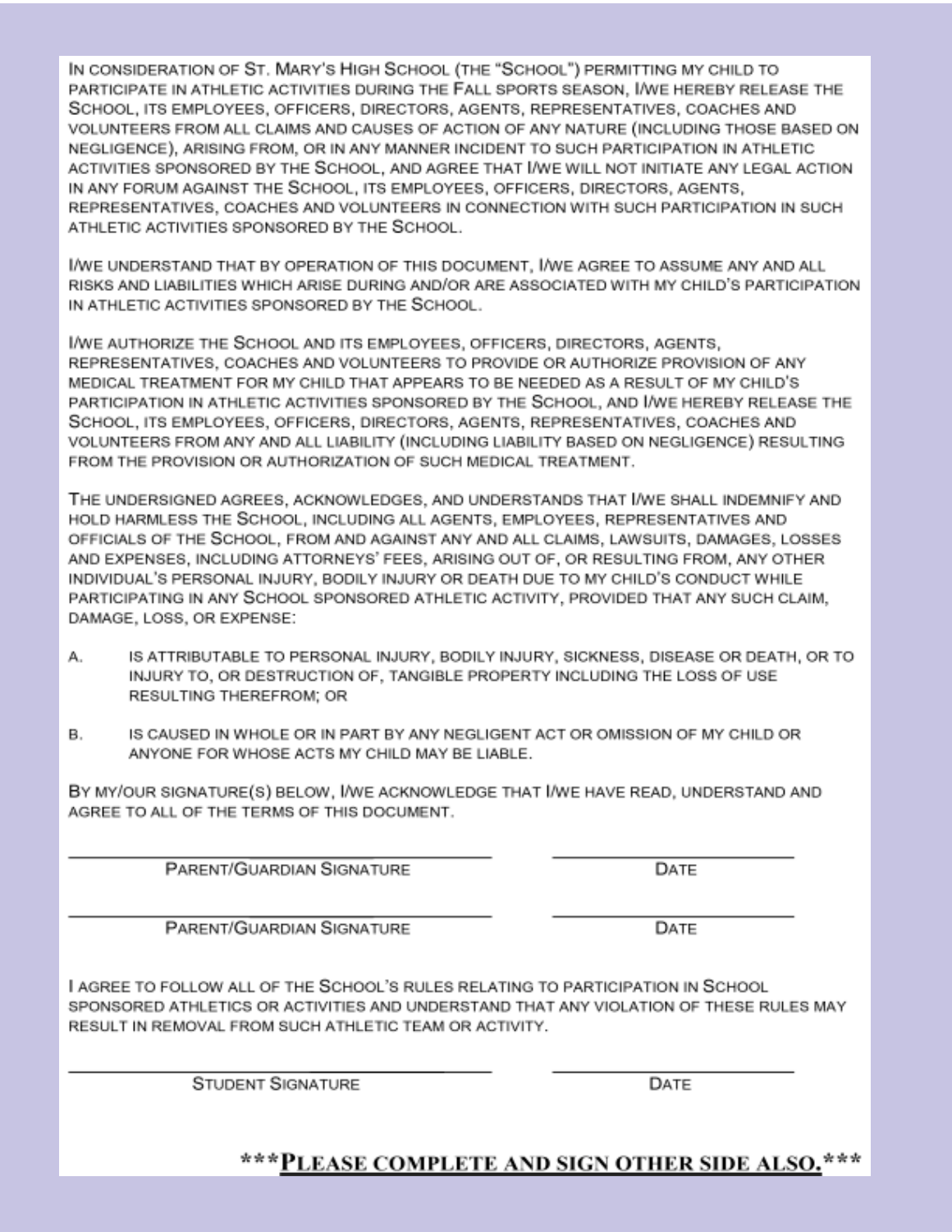IN CONSIDERATION OF ST. MARY'S HIGH SCHOOL (THE "SCHOOL") PERMITTING MY CHILD TO PARTICIPATE IN ATHLETIC ACTIVITIES DURING THE FALL SPORTS SEASON, I/WE HEREBY RELEASE THE SCHOOL, ITS EMPLOYEES, OFFICERS, DIRECTORS, AGENTS, REPRESENTATIVES, COACHES AND VOLUNTEERS FROM ALL CLAIMS AND CAUSES OF ACTION OF ANY NATURE (INCLUDING THOSE BASED ON NEGLIGENCE), ARISING FROM, OR IN ANY MANNER INCIDENT TO SUCH PARTICIPATION IN ATHLETIC ACTIVITIES SPONSORED BY THE SCHOOL, AND AGREE THAT I/WE WILL NOT INITIATE ANY LEGAL ACTION IN ANY FORUM AGAINST THE SCHOOL, ITS EMPLOYEES, OFFICERS, DIRECTORS, AGENTS, REPRESENTATIVES, COACHES AND VOLUNTEERS IN CONNECTION WITH SUCH PARTICIPATION IN SUCH ATHLETIC ACTIVITIES SPONSORED BY THE SCHOOL.

I/WE UNDERSTAND THAT BY OPERATION OF THIS DOCUMENT, I/WE AGREE TO ASSUME ANY AND ALL RISKS AND LIABILITIES WHICH ARISE DURING AND/OR ARE ASSOCIATED WITH MY CHILD'S PARTICIPATION IN ATHLETIC ACTIVITIES SPONSORED BY THE SCHOOL.

I/WE AUTHORIZE THE SCHOOL AND ITS EMPLOYEES, OFFICERS, DIRECTORS, AGENTS, REPRESENTATIVES, COACHES AND VOLUNTEERS TO PROVIDE OR AUTHORIZE PROVISION OF ANY MEDICAL TREATMENT FOR MY CHILD THAT APPEARS TO BE NEEDED AS A RESULT OF MY CHILD'S PARTICIPATION IN ATHLETIC ACTIVITIES SPONSORED BY THE SCHOOL, AND I/WE HEREBY RELEASE THE SCHOOL, ITS EMPLOYEES, OFFICERS, DIRECTORS, AGENTS, REPRESENTATIVES, COACHES AND VOLUNTEERS FROM ANY AND ALL LIABILITY (INCLUDING LIABILITY BASED ON NEGLIGENCE) RESULTING FROM THE PROVISION OR AUTHORIZATION OF SUCH MEDICAL TREATMENT.

THE UNDERSIGNED AGREES, ACKNOWLEDGES, AND UNDERSTANDS THAT I/WE SHALL INDEMNIFY AND HOLD HARMLESS THE SCHOOL, INCLUDING ALL AGENTS, EMPLOYEES, REPRESENTATIVES AND OFFICIALS OF THE SCHOOL, FROM AND AGAINST ANY AND ALL CLAIMS, LAWSUITS, DAMAGES, LOSSES AND EXPENSES, INCLUDING ATTORNEYS' FEES, ARISING OUT OF, OR RESULTING FROM, ANY OTHER INDIVIDUAL'S PERSONAL INJURY, BODILY INJURY OR DEATH DUE TO MY CHILD'S CONDUCT WHILE PARTICIPATING IN ANY SCHOOL SPONSORED ATHLETIC ACTIVITY, PROVIDED THAT ANY SUCH CLAIM, DAMAGE, LOSS, OR EXPENSE:

A. IS ATTRIBUTABLE TO PERSONAL INJURY, BODILY INJURY, SICKNESS, DISEASE OR DEATH, OR TO INJURY TO, OR DESTRUCTION OF, TANGIBLE PROPERTY INCLUDING THE LOSS OF USE RESULTING THEREFROM; OR

B. IS CAUSED IN WHOLE OR IN PART BY ANY NEGLIGENT ACT OR OMISSION OF MY CHILD OR ANYONE FOR WHOSE ACTS MY CHILD MAY BE LIABLE.

BY MY/OUR SIGNATURE(S) BELOW, I/WE ACKNOWLEDGE THAT I/WE HAVE READ, UNDERSTAND AND AGREE TO ALL OF THE TERMS OF THIS DOCUMENT.

\_\_\_\_\_\_\_\_\_\_\_\_\_\_\_\_\_\_\_\_\_\_\_\_\_\_\_\_\_\_ PARENT/GUARDIAN SIGNATURE \_\_\_\_\_\_\_\_\_\_\_\_\_\_\_\_\_\_ DATE

\_\_\_\_\_\_\_\_\_\_\_\_\_\_\_\_\_\_\_\_\_\_\_\_\_\_\_\_\_\_ PARENT/GUARDIAN SIGNATURE \_\_\_\_\_\_\_\_\_\_\_\_\_\_\_\_\_\_ DATE

I AGREE TO FOLLOW ALL OF THE SCHOOL'S RULES RELATING TO PARTICIPATION IN SCHOOL SPONSORED ATHLETICS OR ACTIVITIES AND UNDERSTAND THAT ANY VIOLATION OF THESE RULES MAY RESULT IN REMOVAL FROM SUCH ATHLETIC TEAM OR ACTIVITY.

\_\_\_\_\_\_\_\_\_\_\_\_\_\_\_\_\_\_\_\_\_\_\_\_\_\_\_\_\_\_ STUDENT SIGNATURE \_\_\_\_\_\_\_\_\_\_\_\_\_\_\_\_\_\_ DATE

**\*\*\*PLEASE COMPLETE AND SIGN OTHER SIDE ALSO.\*\*\***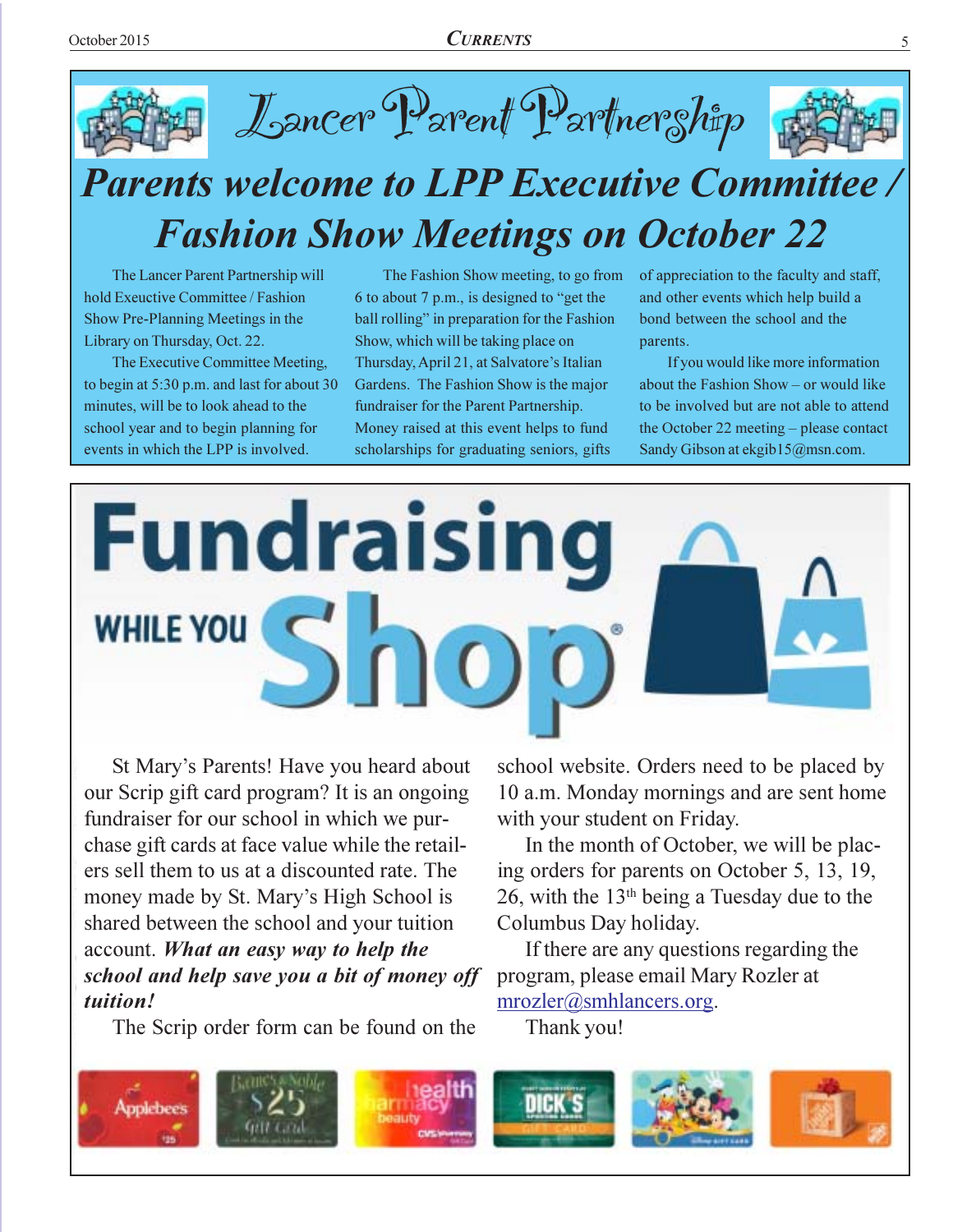# Lancer Parent Partnership

## Parents welcome to LPP Executive Committee / Fashion Show Meetings on October 22

The Lancer Parent Partnership will hold Exeuctive Committee / Fashion Show Pre-Planning Meetings in the Library on Thursday, Oct. 22.

The Executive Committee Meeting, to begin at 5:30 p.m. and last for about 30 minutes, will be to look ahead to the school year and to begin planning for events in which the LPP is involved.

The Fashion Show meeting, to go from 6 to about 7 p.m., is designed to "get the ball rolling" in preparation for the Fashion Show, which will be taking place on Thursday, April 21, at Salvatore's Italian Gardens. The Fashion Show is the major fundraiser for the Parent Partnership. Money raised at this event helps to fund scholarships for graduating seniors, gifts of appreciation to the faculty and staff, and other events which help build a bond between the school and the parents.

If you would like more information about the Fashion Show – or would like to be involved but are not able to attend the October 22 meeting – please contact Sandy Gibson at ekgib15@msn.com.

## Fundraising WHILE YOU Shop®

St Mary's Parents! Have you heard about our Scrip gift card program? It is an ongoing fundraiser for our school in which we purchase gift cards at face value while the retailers sell them to us at a discounted rate. The money made by St. Mary's High School is shared between the school and your tuition account. ***What an easy way to help the school and help save you a bit of money off tuition!***

The Scrip order form can be found on the school website. Orders need to be placed by 10 a.m. Monday mornings and are sent home with your student on Friday.

In the month of October, we will be placing orders for parents on October 5, 13, 19, 26, with the 13th being a Tuesday due to the Columbus Day holiday.

If there are any questions regarding the program, please email Mary Rozler at mrozler@smhlancers.org.

Thank you!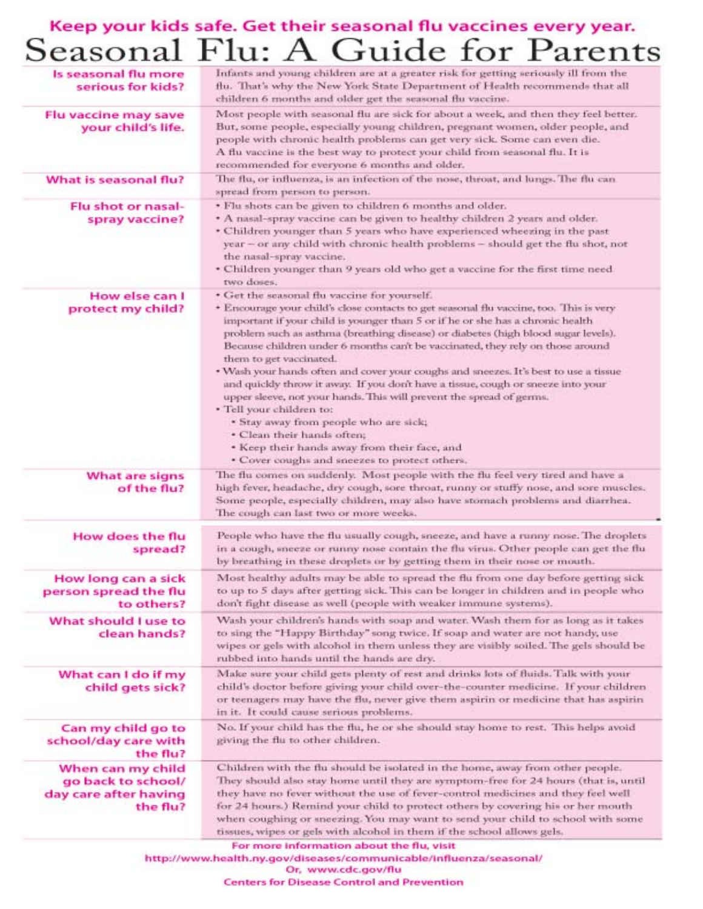**Keep your kids safe. Get their seasonal flu vaccines every year.**

# Seasonal Flu: A Guide for Parents

### Is seasonal flu more serious for kids?

Infants and young children are at a greater risk for getting seriously ill from the flu. That's why the New York State Department of Health recommends that all children 6 months and older get the seasonal flu vaccine.

### Flu vaccine may save your child's life.

Most people with seasonal flu are sick for about a week, and then they feel better. But, some people, especially young children, pregnant women, older people, and people with chronic health problems can get very sick. Some can even die.

A flu vaccine is the best way to protect your child from seasonal flu. It is recommended for everyone 6 months and older.

### What is seasonal flu?

The flu, or influenza, is an infection of the nose, throat, and lungs. The flu can spread from person to person.

### Flu shot or nasal-spray vaccine?

- Flu shots can be given to children 6 months and older.
- A nasal-spray vaccine can be given to healthy children 2 years and older.
- Children younger than 5 years who have experienced wheezing in the past year – or any child with chronic health problems – should get the flu shot, not the nasal-spray vaccine.
- Children younger than 9 years old who get a vaccine for the first time need two doses.

### How else can I protect my child?

- Get the seasonal flu vaccine for yourself.
- Encourage your child's close contacts to get seasonal flu vaccine, too. This is very important if your child is younger than 5 or if he or she has a chronic health problem such as asthma (breathing disease) or diabetes (high blood sugar levels). Because children under 6 months can't be vaccinated, they rely on those around them to get vaccinated.
- Wash your hands often and cover your coughs and sneezes. It's best to use a tissue and quickly throw it away. If you don't have a tissue, cough or sneeze into your upper sleeve, not your hands. This will prevent the spread of germs.
- Tell your children to:
  - Stay away from people who are sick;
  - Clean their hands often;
  - Keep their hands away from their face, and
  - Cover coughs and sneezes to protect others.

### What are signs of the flu?

The flu comes on suddenly. Most people with the flu feel very tired and have a high fever, headache, dry cough, sore throat, runny or stuffy nose, and sore muscles. Some people, especially children, may also have stomach problems and diarrhea. The cough can last two or more weeks.

### How does the flu spread?

People who have the flu usually cough, sneeze, and have a runny nose. The droplets in a cough, sneeze or runny nose contain the flu virus. Other people can get the flu by breathing in these droplets or by getting them in their nose or mouth.

### How long can a sick person spread the flu to others?

Most healthy adults may be able to spread the flu from one day before getting sick to up to 5 days after getting sick. This can be longer in children and in people who don't fight disease as well (people with weaker immune systems).

### What should I use to clean hands?

Wash your children's hands with soap and water. Wash them for as long as it takes to sing the "Happy Birthday" song twice. If soap and water are not handy, use wipes or gels with alcohol in them unless they are visibly soiled. The gels should be rubbed into hands until the hands are dry.

### What can I do if my child gets sick?

Make sure your child gets plenty of rest and drinks lots of fluids. Talk with your child's doctor before giving your child over-the-counter medicine. If your children or teenagers may have the flu, never give them aspirin or medicine that has aspirin in it. It could cause serious problems.

### Can my child go to school/day care with the flu?

No. If your child has the flu, he or she should stay home to rest. This helps avoid giving the flu to other children.

### When can my child go back to school/day care after having the flu?

Children with the flu should be isolated in the home, away from other people. They should also stay home until they are symptom-free for 24 hours (that is, until they have no fever without the use of fever-control medicines and they feel well for 24 hours.) Remind your child to protect others by covering his or her mouth when coughing or sneezing. You may want to send your child to school with some tissues, wipes or gels with alcohol in them if the school allows gels.

For more information about the flu, visit
http://www.health.ny.gov/diseases/communicable/influenza/seasonal/
Or, www.cdc.gov/flu
Centers for Disease Control and Prevention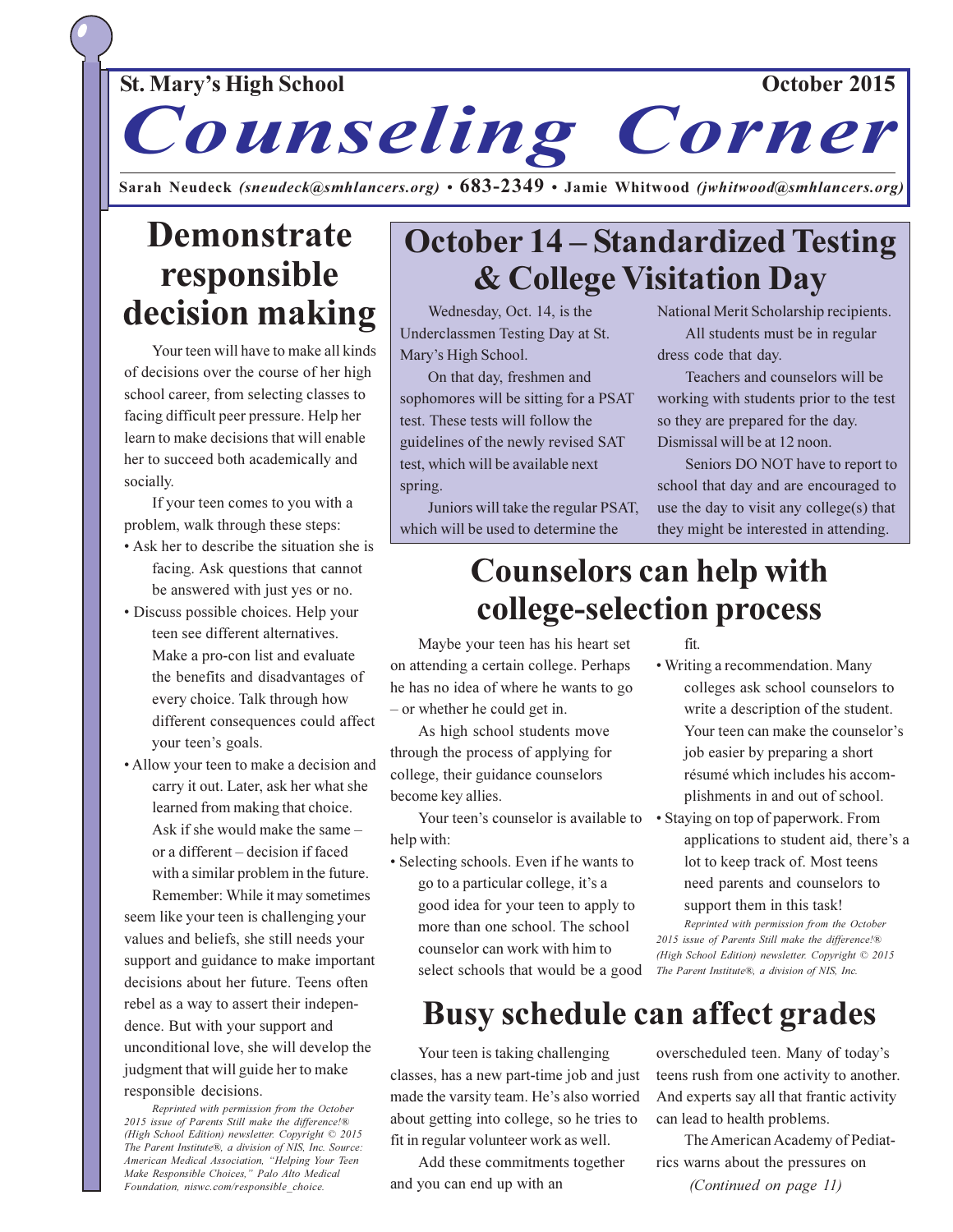St. Mary's High School — October 2015

# Counseling Corner

**Sarah Neudeck** *(sneudeck@smhlancers.org)* • **683-2349** • **Jamie Whitwood** *(jwhitwood@smhlancers.org)*

## Demonstrate responsible decision making

Your teen will have to make all kinds of decisions over the course of her high school career, from selecting classes to facing difficult peer pressure. Help her learn to make decisions that will enable her to succeed both academically and socially.

If your teen comes to you with a problem, walk through these steps:

- Ask her to describe the situation she is facing. Ask questions that cannot be answered with just yes or no.
- Discuss possible choices. Help your teen see different alternatives. Make a pro-con list and evaluate the benefits and disadvantages of every choice. Talk through how different consequences could affect your teen's goals.
- Allow your teen to make a decision and carry it out. Later, ask her what she learned from making that choice. Ask if she would make the same – or a different – decision if faced with a similar problem in the future.

Remember: While it may sometimes seem like your teen is challenging your values and beliefs, she still needs your support and guidance to make important decisions about her future. Teens often rebel as a way to assert their independence. But with your support and unconditional love, she will develop the judgment that will guide her to make responsible decisions.

*Reprinted with permission from the October 2015 issue of Parents Still make the difference!® (High School Edition) newsletter. Copyright © 2015 The Parent Institute®, a division of NIS, Inc. Source: American Medical Association, "Helping Your Teen Make Responsible Choices," Palo Alto Medical Foundation, niswc.com/responsible_choice.*

## October 14 – Standardized Testing & College Visitation Day

Wednesday, Oct. 14, is the Underclassmen Testing Day at St. Mary's High School.

On that day, freshmen and sophomores will be sitting for a PSAT test. These tests will follow the guidelines of the newly revised SAT test, which will be available next spring.

Juniors will take the regular PSAT, which will be used to determine the National Merit Scholarship recipients.

All students must be in regular dress code that day.

Teachers and counselors will be working with students prior to the test so they are prepared for the day. Dismissal will be at 12 noon.

Seniors DO NOT have to report to school that day and are encouraged to use the day to visit any college(s) that they might be interested in attending.

## Counselors can help with college-selection process

Maybe your teen has his heart set on attending a certain college. Perhaps he has no idea of where he wants to go – or whether he could get in.

As high school students move through the process of applying for college, their guidance counselors become key allies.

Your teen's counselor is available to help with:

- Selecting schools. Even if he wants to go to a particular college, it's a good idea for your teen to apply to more than one school. The school counselor can work with him to select schools that would be a good fit.
- Writing a recommendation. Many colleges ask school counselors to write a description of the student. Your teen can make the counselor's job easier by preparing a short résumé which includes his accomplishments in and out of school.
- Staying on top of paperwork. From applications to student aid, there's a lot to keep track of. Most teens need parents and counselors to support them in this task!

*Reprinted with permission from the October 2015 issue of Parents Still make the difference!® (High School Edition) newsletter. Copyright © 2015 The Parent Institute®, a division of NIS, Inc.*

## Busy schedule can affect grades

Your teen is taking challenging classes, has a new part-time job and just made the varsity team. He's also worried about getting into college, so he tries to fit in regular volunteer work as well.

Add these commitments together and you can end up with an overscheduled teen. Many of today's teens rush from one activity to another. And experts say all that frantic activity can lead to health problems.

The American Academy of Pediatrics warns about the pressures on

*(Continued on page 11)*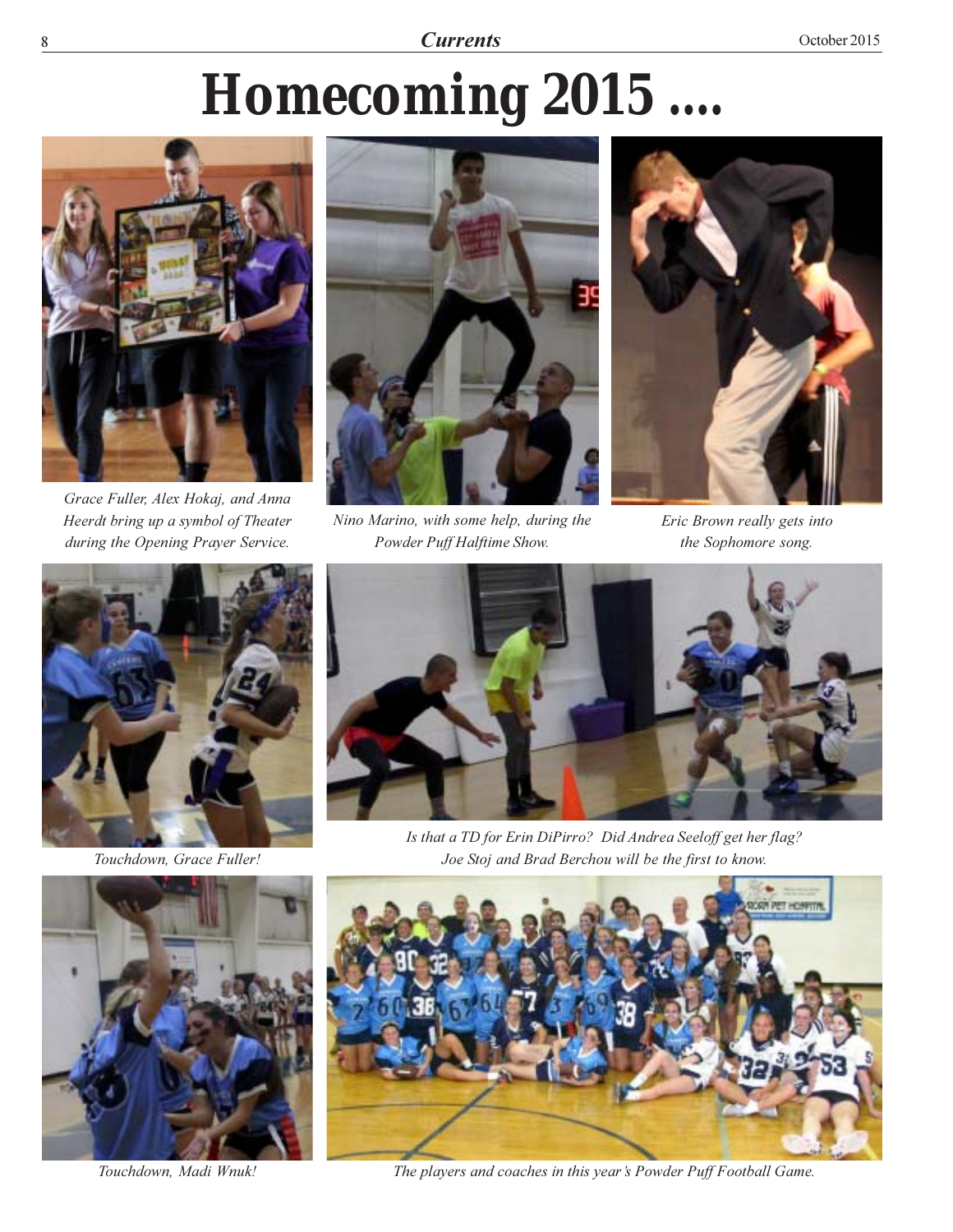# Homecoming 2015 ....

*Grace Fuller, Alex Hokaj, and Anna Heerdt bring up a symbol of Theater during the Opening Prayer Service.*

*Nino Marino, with some help, during the Powder Puff Halftime Show.*

*Eric Brown really gets into the Sophomore song.*

*Touchdown, Grace Fuller!*

*Is that a TD for Erin DiPirro? Did Andrea Seeloff get her flag? Joe Stoj and Brad Berchou will be the first to know.*

*Touchdown, Madi Wnuk!*

*The players and coaches in this year's Powder Puff Football Game.*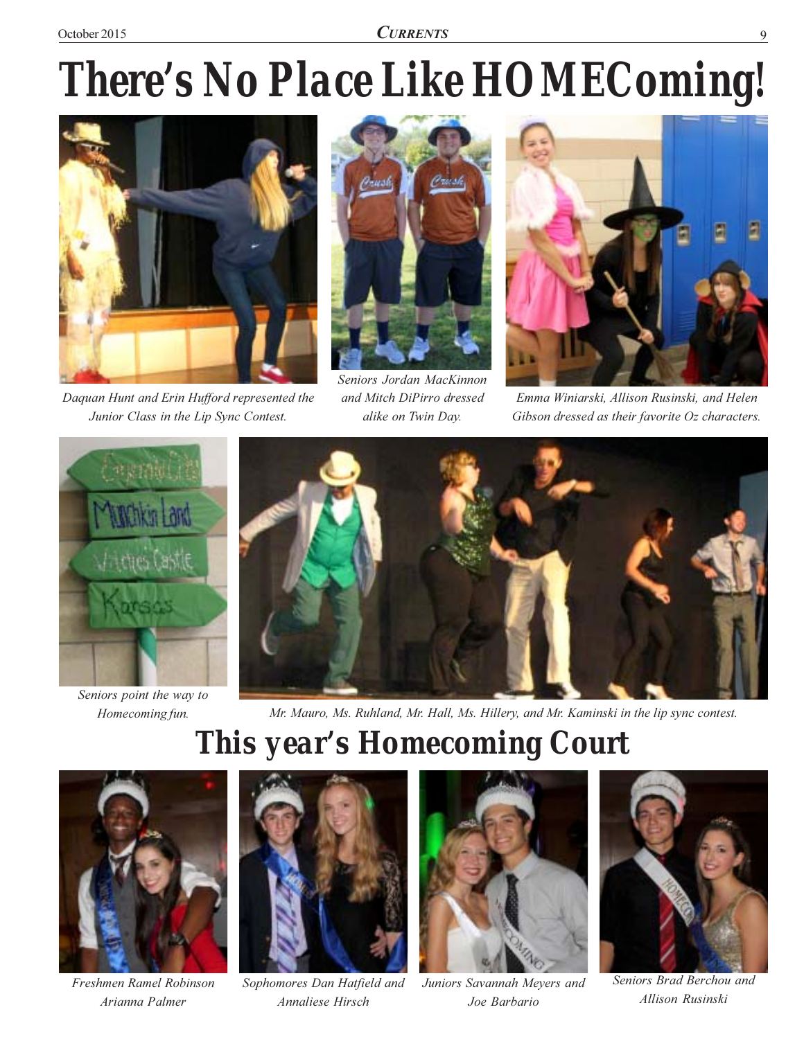# There's No Place Like HOMEComing!

*Daquan Hunt and Erin Hufford represented the Junior Class in the Lip Sync Contest.*

*Seniors Jordan MacKinnon and Mitch DiPirro dressed alike on Twin Day.*

*Emma Winiarski, Allison Rusinski, and Helen Gibson dressed as their favorite Oz characters.*

*Seniors point the way to Homecoming fun.*

*Mr. Mauro, Ms. Ruhland, Mr. Hall, Ms. Hillery, and Mr. Kaminski in the lip sync contest.*

## This year's Homecoming Court

*Freshmen Ramel Robinson Arianna Palmer*

*Sophomores Dan Hatfield and Annaliese Hirsch*

*Juniors Savannah Meyers and Joe Barbario*

*Seniors Brad Berchou and Allison Rusinski*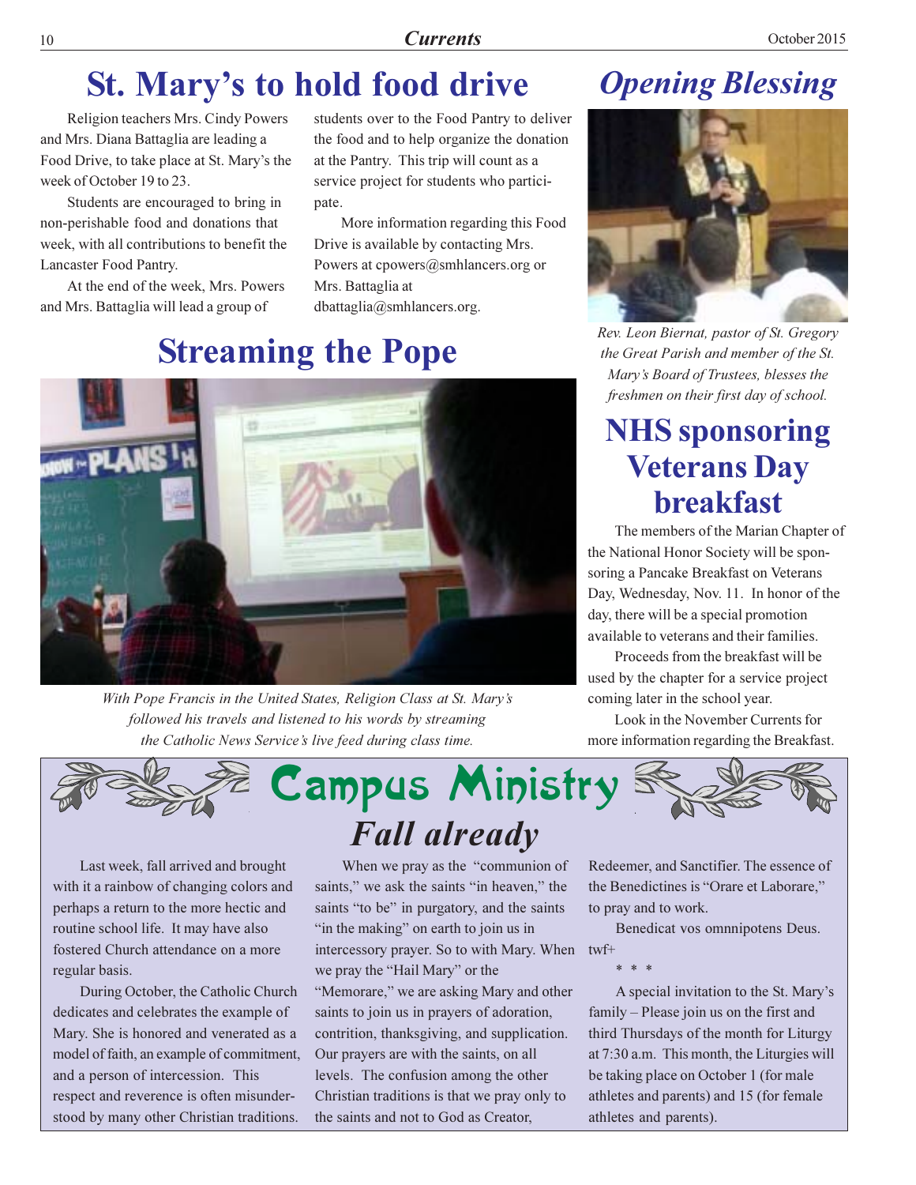# St. Mary's to hold food drive

Religion teachers Mrs. Cindy Powers and Mrs. Diana Battaglia are leading a Food Drive, to take place at St. Mary's the week of October 19 to 23.

Students are encouraged to bring in non-perishable food and donations that week, with all contributions to benefit the Lancaster Food Pantry.

At the end of the week, Mrs. Powers and Mrs. Battaglia will lead a group of students over to the Food Pantry to deliver the food and to help organize the donation at the Pantry. This trip will count as a service project for students who participate.

More information regarding this Food Drive is available by contacting Mrs. Powers at cpowers@smhlancers.org or Mrs. Battaglia at dbattaglia@smhlancers.org.

# Streaming the Pope

*With Pope Francis in the United States, Religion Class at St. Mary's followed his travels and listened to his words by streaming the Catholic News Service's live feed during class time.*

# *Opening Blessing*

*Rev. Leon Biernat, pastor of St. Gregory the Great Parish and member of the St. Mary's Board of Trustees, blesses the freshmen on their first day of school.*

# NHS sponsoring Veterans Day breakfast

The members of the Marian Chapter of the National Honor Society will be sponsoring a Pancake Breakfast on Veterans Day, Wednesday, Nov. 11. In honor of the day, there will be a special promotion available to veterans and their families.

Proceeds from the breakfast will be used by the chapter for a service project coming later in the school year.

Look in the November Currents for more information regarding the Breakfast.

# Campus Ministry

## *Fall already*

Last week, fall arrived and brought with it a rainbow of changing colors and perhaps a return to the more hectic and routine school life. It may have also fostered Church attendance on a more regular basis.

During October, the Catholic Church dedicates and celebrates the example of Mary. She is honored and venerated as a model of faith, an example of commitment, and a person of intercession. This respect and reverence is often misunderstood by many other Christian traditions.

When we pray as the "communion of saints," we ask the saints "in heaven," the saints "to be" in purgatory, and the saints "in the making" on earth to join us in intercessory prayer. So to with Mary. When we pray the "Hail Mary" or the "Memorare," we are asking Mary and other saints to join us in prayers of adoration, contrition, thanksgiving, and supplication. Our prayers are with the saints, on all levels. The confusion among the other Christian traditions is that we pray only to the saints and not to God as Creator, Redeemer, and Sanctifier. The essence of the Benedictines is "Orare et Laborare," to pray and to work.

Benedicat vos omnnipotens Deus.
twf+

\* \* \*

A special invitation to the St. Mary's family – Please join us on the first and third Thursdays of the month for Liturgy at 7:30 a.m. This month, the Liturgies will be taking place on October 1 (for male athletes and parents) and 15 (for female athletes and parents).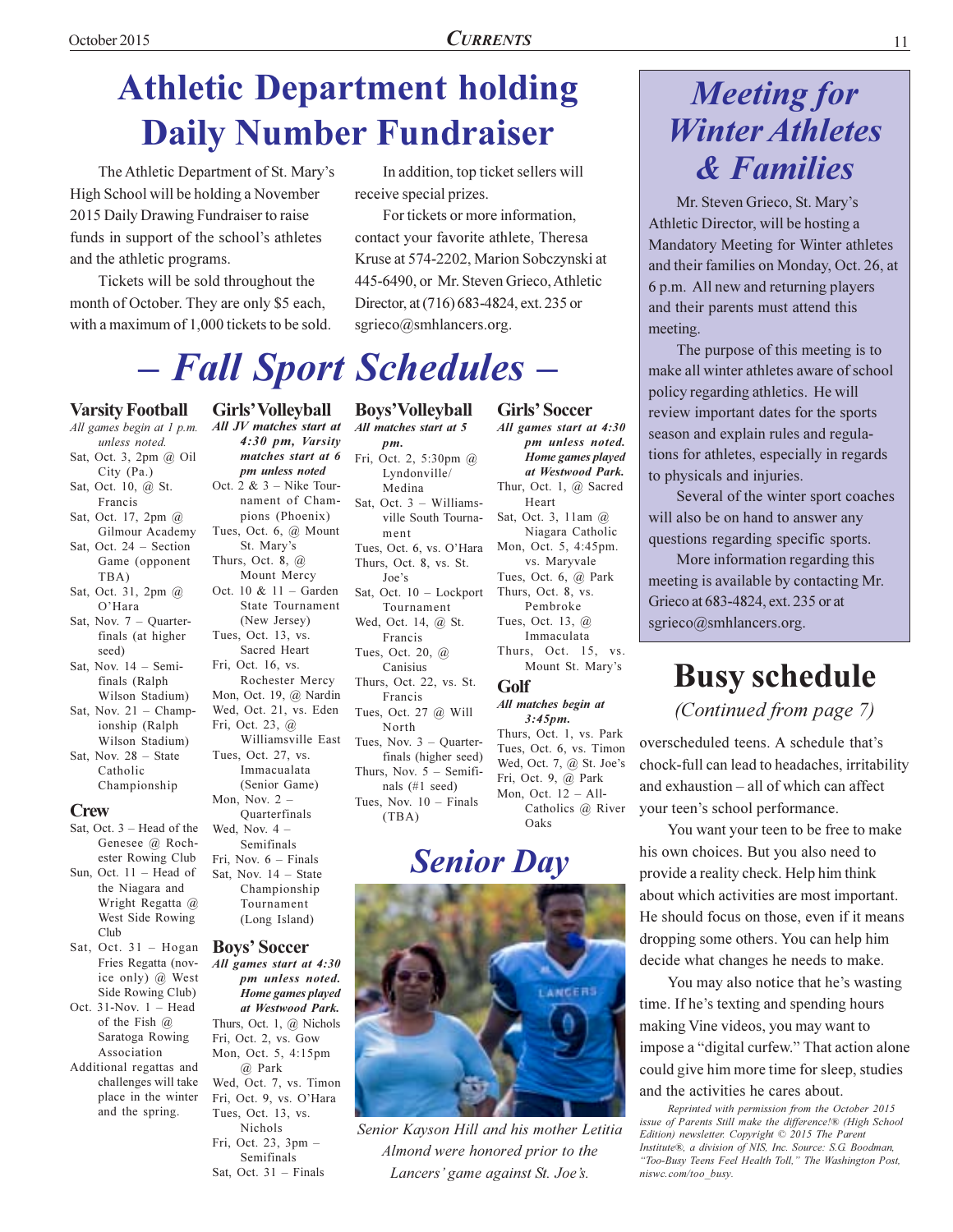# Athletic Department holding Daily Number Fundraiser

The Athletic Department of St. Mary's High School will be holding a November 2015 Daily Drawing Fundraiser to raise funds in support of the school's athletes and the athletic programs.

Tickets will be sold throughout the month of October. They are only $5 each, with a maximum of 1,000 tickets to be sold.

In addition, top ticket sellers will receive special prizes.

For tickets or more information, contact your favorite athlete, Theresa Kruse at 574-2202, Marion Sobczynski at 445-6490, or Mr. Steven Grieco, Athletic Director, at (716) 683-4824, ext. 235 or sgrieco@smhlancers.org.

# – *Fall Sport Schedules* –

## Varsity Football

*All games begin at 1 p.m. unless noted.*

- Sat, Oct. 3, 2pm @ Oil City (Pa.)
- Sat, Oct. 10, @ St. Francis
- Sat, Oct. 17, 2pm @ Gilmour Academy
- Sat, Oct. 24 – Section Game (opponent TBA)
- Sat, Oct. 31, 2pm @ O'Hara
- Sat, Nov. 7 – Quarterfinals (at higher seed)
- Sat, Nov. 14 – Semifinals (Ralph Wilson Stadium)
- Sat, Nov. 21 – Championship (Ralph Wilson Stadium)
- Sat, Nov. 28 – State Catholic Championship

## Crew

- Sat, Oct. 3 – Head of the Genesee @ Rochester Rowing Club
- Sun, Oct. 11 – Head of the Niagara and Wright Regatta @ West Side Rowing Club
- Sat, Oct. 31 – Hogan Fries Regatta (novice only) @ West Side Rowing Club)
- Oct. 31-Nov. 1 – Head of the Fish @ Saratoga Rowing Association
- Additional regattas and challenges will take place in the winter and the spring.

## Girls' Volleyball

***All JV matches start at 4:30 pm, Varsity matches start at 6 pm unless noted***

- Oct. 2 & 3 – Nike Tournament of Champions (Phoenix)
- Tues, Oct. 6, @ Mount St. Mary's
- Thurs, Oct. 8, @ Mount Mercy
- Oct. 10 & 11 – Garden State Tournament (New Jersey)
- Tues, Oct. 13, vs. Sacred Heart
- Fri, Oct. 16, vs. Rochester Mercy
- Mon, Oct. 19, @ Nardin
- Wed, Oct. 21, vs. Eden
- Fri, Oct. 23, @ Williamsville East
- Tues, Oct. 27, vs. Immacualata (Senior Game)
- Mon, Nov. 2 – Quarterfinals
- Wed, Nov. 4 – Semifinals
- Fri, Nov. 6 – Finals
- Sat, Nov. 14 – State Championship Tournament (Long Island)

## Boys' Soccer

***All games start at 4:30 pm unless noted. Home games played at Westwood Park.***

- Thurs, Oct. 1, @ Nichols
- Fri, Oct. 2, vs. Gow
- Mon, Oct. 5, 4:15pm @ Park
- Wed, Oct. 7, vs. Timon
- Fri, Oct. 9, vs. O'Hara
- Tues, Oct. 13, vs. Nichols
- Fri, Oct. 23, 3pm – Semifinals
- Sat, Oct. 31 – Finals

## Boys' Volleyball

***All matches start at 5 pm.***

- Fri, Oct. 2, 5:30pm @ Lyndonville/ Medina
- Sat, Oct. 3 – Williamsville South Tournament
- Tues, Oct. 6, vs. O'Hara
- Thurs, Oct. 8, vs. St. Joe's
- Sat, Oct. 10 – Lockport Tournament
- Wed, Oct. 14, @ St. Francis
- Tues, Oct. 20, @ Canisius
- Thurs, Oct. 22, vs. St. Francis
- Tues, Oct. 27 @ Will North
- Tues, Nov. 3 – Quarterfinals (higher seed)
- Thurs, Nov. 5 – Semifinals (#1 seed)
- Tues, Nov. 10 – Finals (TBA)

## Girls' Soccer

***All games start at 4:30 pm unless noted. Home games played at Westwood Park.***

- Thur, Oct. 1, @ Sacred Heart
- Sat, Oct. 3, 11am @ Niagara Catholic
- Mon, Oct. 5, 4:45pm. vs. Maryvale
- Tues, Oct. 6, @ Park
- Thurs, Oct. 8, vs. Pembroke
- Tues, Oct. 13, @ Immaculata
- Thurs, Oct. 15, vs. Mount St. Mary's

## Golf

***All matches begin at 3:45pm.***

- Thurs, Oct. 1, vs. Park
- Tues, Oct. 6, vs. Timon
- Wed, Oct. 7, @ St. Joe's
- Fri, Oct. 9, @ Park
- Mon, Oct. 12 – All-Catholics @ River Oaks

# *Senior Day*

*Senior Kayson Hill and his mother Letitia Almond were honored prior to the Lancers' game against St. Joe's.*

# *Meeting for Winter Athletes & Families*

Mr. Steven Grieco, St. Mary's Athletic Director, will be hosting a Mandatory Meeting for Winter athletes and their families on Monday, Oct. 26, at 6 p.m. All new and returning players and their parents must attend this meeting.

The purpose of this meeting is to make all winter athletes aware of school policy regarding athletics. He will review important dates for the sports season and explain rules and regulations for athletes, especially in regards to physicals and injuries.

Several of the winter sport coaches will also be on hand to answer any questions regarding specific sports.

More information regarding this meeting is available by contacting Mr. Grieco at 683-4824, ext. 235 or at sgrieco@smhlancers.org.

# Busy schedule

*(Continued from page 7)*

overscheduled teens. A schedule that's chock-full can lead to headaches, irritability and exhaustion – all of which can affect your teen's school performance.

You want your teen to be free to make his own choices. But you also need to provide a reality check. Help him think about which activities are most important. He should focus on those, even if it means dropping some others. You can help him decide what changes he needs to make.

You may also notice that he's wasting time. If he's texting and spending hours making Vine videos, you may want to impose a "digital curfew." That action alone could give him more time for sleep, studies and the activities he cares about.

*Reprinted with permission from the October 2015 issue of Parents Still make the difference!® (High School Edition) newsletter. Copyright © 2015 The Parent Institute®, a division of NIS, Inc. Source: S.G. Boodman, "Too-Busy Teens Feel Health Toll," The Washington Post, niswc.com/too_busy.*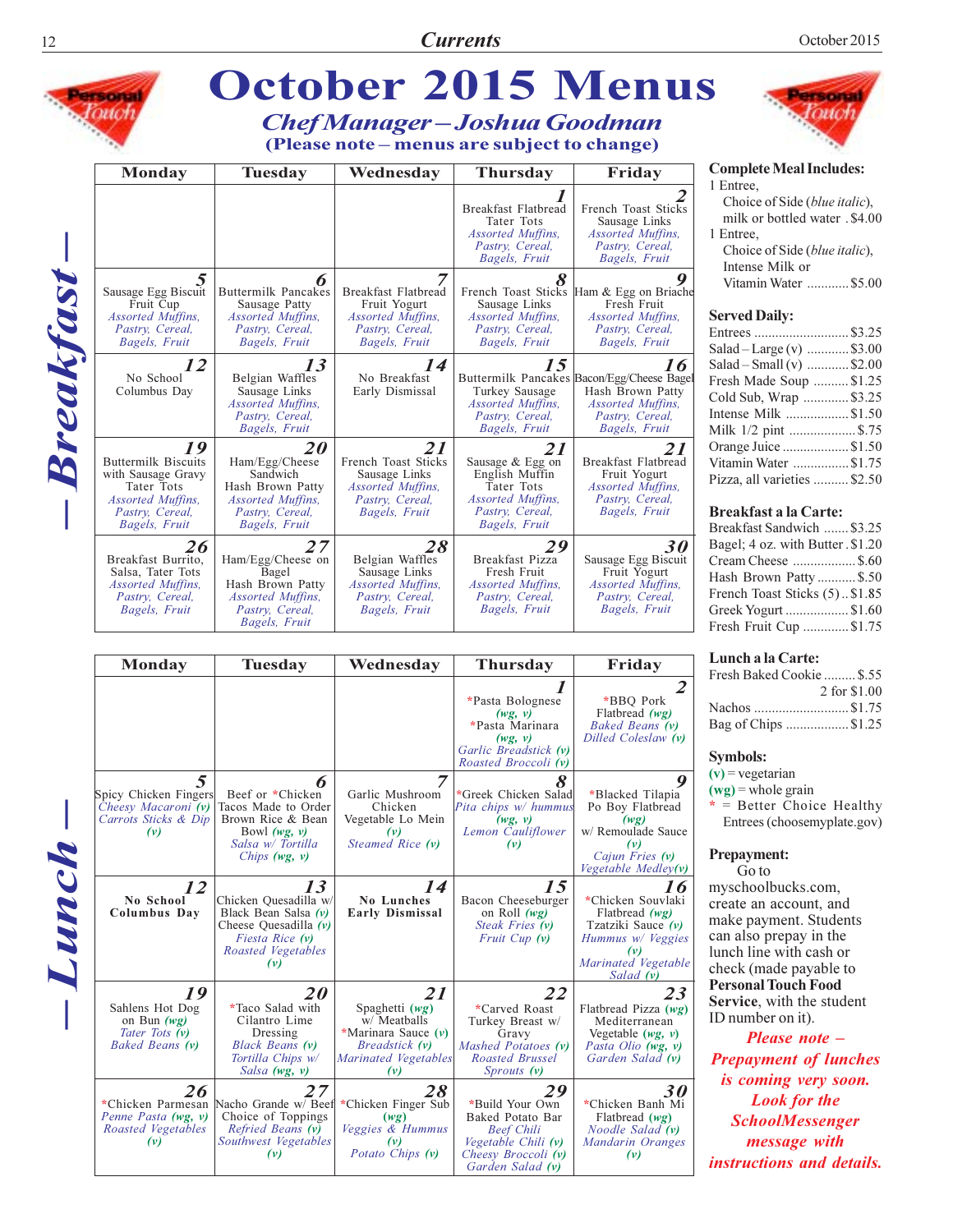# October 2015 Menus

## Chef Manager – Joshua Goodman

**(Please note – menus are subject to change)**

## – Breakfast –

| Monday | Tuesday | Wednesday | Thursday | Friday |
|---|---|---|---|---|
| | | | **1** Breakfast Flatbread, Tater Tots, *Assorted Muffins, Pastry, Cereal, Bagels, Fruit* | **2** French Toast Sticks, Sausage Links, *Assorted Muffins, Pastry, Cereal, Bagels, Fruit* |
| **5** Sausage Egg Biscuit, Fruit Cup, *Assorted Muffins, Pastry, Cereal, Bagels, Fruit* | **6** Buttermilk Pancakes, Sausage Patty, *Assorted Muffins, Pastry, Cereal, Bagels, Fruit* | **7** Breakfast Flatbread, Fruit Yogurt, *Assorted Muffins, Pastry, Cereal, Bagels, Fruit* | **8** French Toast Sticks, Sausage Links, *Assorted Muffins, Pastry, Cereal, Bagels, Fruit* | **9** Ham & Egg on Briache, Fresh Fruit, *Assorted Muffins, Pastry, Cereal, Bagels, Fruit* |
| **12** No School Columbus Day | **13** Belgian Waffles, Sausage Links, *Assorted Muffins, Pastry, Cereal, Bagels, Fruit* | **14** No Breakfast Early Dismissal | **15** Buttermilk Pancakes, Turkey Sausage, *Assorted Muffins, Pastry, Cereal, Bagels, Fruit* | **16** Bacon/Egg/Cheese Bagel, Hash Brown Patty, *Assorted Muffins, Pastry, Cereal, Bagels, Fruit* |
| **19** Buttermilk Biscuits with Sausage Gravy, Tater Tots, *Assorted Muffins, Pastry, Cereal, Bagels, Fruit* | **20** Ham/Egg/Cheese Sandwich, Hash Brown Patty, *Assorted Muffins, Pastry, Cereal, Bagels, Fruit* | **21** French Toast Sticks, Sausage Links, *Assorted Muffins, Pastry, Cereal, Bagels, Fruit* | **21** Sausage & Egg on English Muffin, Tater Tots, *Assorted Muffins, Pastry, Cereal, Bagels, Fruit* | **21** Breakfast Flatbread, Fruit Yogurt, *Assorted Muffins, Pastry, Cereal, Bagels, Fruit* |
| **26** Breakfast Burrito, Salsa, Tater Tots, *Assorted Muffins, Pastry, Cereal, Bagels, Fruit* | **27** Ham/Egg/Cheese on Bagel, Hash Brown Patty, *Assorted Muffins, Pastry, Cereal, Bagels, Fruit* | **28** Belgian Waffles, Sausage Links, *Assorted Muffins, Pastry, Cereal, Bagels, Fruit* | **29** Breakfast Pizza, Fresh Fruit, *Assorted Muffins, Pastry, Cereal, Bagels, Fruit* | **30** Sausage Egg Biscuit, Fruit Yogurt, *Assorted Muffins, Pastry, Cereal, Bagels, Fruit* |

## – Lunch –

| Monday | Tuesday | Wednesday | Thursday | Friday |
|---|---|---|---|---|
| | | | **1** *Pasta Bolognese *(wg, v)*, *Pasta Marinara *(wg, v)*, *Garlic Breadstick (v), Roasted Broccoli (v)* | **2** *BBQ Pork Flatbread *(wg)*, *Baked Beans (v), Dilled Coleslaw (v)* |
| **5** Spicy Chicken Fingers, *Cheesy Macaroni (v), Carrots Sticks & Dip (v)* | **6** Beef or *Chicken Tacos Made to Order, Brown Rice & Bean Bowl *(wg, v)*, *Salsa w/ Tortilla Chips (wg, v)* | **7** Garlic Mushroom Chicken, Vegetable Lo Mein *(v)*, *Steamed Rice (v)* | **8** *Greek Chicken Salad, *Pita chips w/ hummus (wg, v), Lemon Cauliflower (v)* | **9** *Blacked Tilapia Po Boy Flatbread *(wg)* w/ Remoulade Sauce *(v)*, *Cajun Fries (v), Vegetable Medley (v)* |
| **12** **No School Columbus Day** | **13** Chicken Quesadilla w/ Black Bean Salsa *(v)*, Cheese Quesadilla *(v)*, *Fiesta Rice (v), Roasted Vegetables (v)* | **14** **No Lunches Early Dismissal** | **15** Bacon Cheeseburger on Roll *(wg)*, *Steak Fries (v), Fruit Cup (v)* | **16** *Chicken Souvlaki Flatbread *(wg)*, Tzatziki Sauce *(v)*, *Hummus w/ Veggies (v), Marinated Vegetable Salad (v)* |
| **19** Sahlens Hot Dog on Bun *(wg)*, *Tater Tots (v), Baked Beans (v)* | **20** *Taco Salad with Cilantro Lime Dressing, *Black Beans (v), Tortilla Chips w/ Salsa (wg, v)* | **21** Spaghetti *(wg)* w/ Meatballs, *Marinara Sauce *(v)*, *Breadstick (v), Marinated Vegetables (v)* | **22** *Carved Roast Turkey Breast w/ Gravy, *Mashed Potatoes (v), Roasted Brussel Sprouts (v)* | **23** Flatbread Pizza *(wg)*, Mediterranean Vegetable *(wg, v)*, *Pasta Olio (wg, v), Garden Salad (v)* |
| **26** *Chicken Parmesan, *Penne Pasta (wg, v), Roasted Vegetables (v)* | **27** Nacho Grande w/ Beef, Choice of Toppings, *Refried Beans (v), Southwest Vegetables (v)* | **28** *Chicken Finger Sub *(wg)*, *Veggies & Hummus (v), Potato Chips (v)* | **29** *Build Your Own Baked Potato Bar, *Beef Chili, Vegetable Chili (v), Cheesy Broccoli (v), Garden Salad (v)* | **30** *Chicken Banh Mi Flatbread *(wg)*, *Noodle Salad (v), Mandarin Oranges (v)* |

**Complete Meal Includes:**

1 Entree, Choice of Side (*blue italic*), milk or bottled water . $4.00

1 Entree, Choice of Side (*blue italic*), Intense Milk or Vitamin Water ............ $5.00

**Served Daily:**

- Entrees ............ $3.25
- Salad – Large (v) ............ $3.00
- Salad – Small (v) ............ $2.00
- Fresh Made Soup ............ $1.25
- Cold Sub, Wrap ............ $3.25
- Intense Milk ............ $1.50
- Milk 1/2 pint ............ $.75
- Orange Juice ............ $1.50
- Vitamin Water ............ $1.75
- Pizza, all varieties ............ $2.50

**Breakfast a la Carte:**

- Breakfast Sandwich ....... $3.25
- Bagel; 4 oz. with Butter . $1.20
- Cream Cheese ............ $.60
- Hash Brown Patty ............ $.50
- French Toast Sticks (5) .. $1.85
- Greek Yogurt ............ $1.60
- Fresh Fruit Cup ............ $1.75

**Lunch a la Carte:**

- Fresh Baked Cookie ......... $.55, 2 for $1.00
- Nachos ............ $1.75
- Bag of Chips ............ $1.25

**Symbols:**

**(v)** = vegetarian

**(wg)** = whole grain

\* = Better Choice Healthy Entrees (choosemyplate.gov)

**Prepayment:**

Go to myschoolbucks.com, create an account, and make payment. Students can also prepay in the lunch line with cash or check (made payable to **Personal Touch Food Service**, with the student ID number on it).

***Please note – Prepayment of lunches is coming very soon. Look for the SchoolMessenger message with instructions and details.***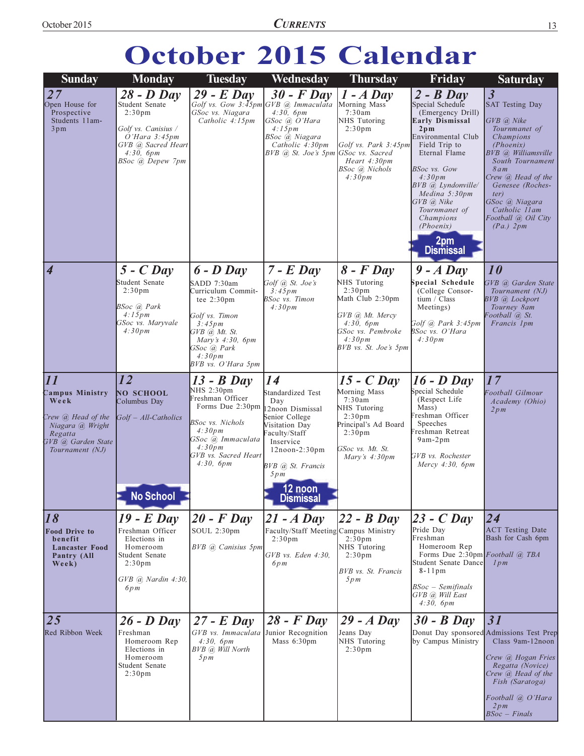# October 2015 Calendar

| Sunday | Monday | Tuesday | Wednesday | Thursday | Friday | Saturday |
|---|---|---|---|---|---|---|
| **27**<br>Open House for Prospective Students 11am-3pm | **28 - D Day**<br>Student Senate 2:30pm<br>*Golf vs. Canisius / O'Hara 3:45pm*<br>*GVB @ Sacred Heart 4:30, 6pm*<br>*BSoc @ Depew 7pm* | **29 - E Day**<br>*Golf vs. Gow 3:45pm*<br>*GSoc vs. Niagara Catholic 4:15pm* | **30 - F Day**<br>*GVB @ Immaculata 4:30, 6pm*<br>*GSoc @ O'Hara 4:15pm*<br>*BSoc @ Niagara Catholic 4:30pm*<br>*BVB @ St. Joe's 5pm* | **1 - A Day**<br>Morning Mass 7:30am<br>NHS Tutoring 2:30pm<br>*Golf vs. Park 3:45pm*<br>*GSoc vs. Sacred Heart 4:30pm*<br>*BSoc @ Nichols 4:30pm* | **2 - B Day**<br>Special Schedule (Emergency Drill)<br>**Early Dismissal 2pm**<br>Environmental Club Field Trip to Eternal Flame<br>*BSoc vs. Gow 4:30pm*<br>*BVB @ Lyndonville/ Medina 5:30pm*<br>*GVB @ Nike Tournamnet of Champions (Phoenix)*<br>**2pm Dismissal** | **3**<br>SAT Testing Day<br>*GVB @ Nike Tournamnet of Champions (Phoenix)*<br>*BVB @ Williamsville South Tournament 8am*<br>*Crew @ Head of the Genesee (Rochester)*<br>*GSoc @ Niagara Catholic 11am*<br>*Football @ Oil City (Pa.) 2pm* |
| **4** | **5 - C Day**<br>Student Senate 2:30pm<br>*BSoc @ Park 4:15pm*<br>*GSoc vs. Maryvale 4:30pm* | **6 - D Day**<br>SADD 7:30am<br>Curriculum Committee 2:30pm<br>*Golf vs. Timon 3:45pm*<br>*GVB @ Mt. St. Mary's 4:30, 6pm*<br>*GSoc @ Park 4:30pm*<br>*BVB vs. O'Hara 5pm* | **7 - E Day**<br>*Golf @ St. Joe's 3:45pm*<br>*BSoc vs. Timon 4:30pm* | **8 - F Day**<br>NHS Tutoring 2:30pm<br>Math Club 2:30pm<br>*GVB @ Mt. Mercy 4:30, 6pm*<br>*GSoc vs. Pembroke 4:30pm*<br>*BVB vs. St. Joe's 5pm* | **9 - A Day**<br>**Special Schedule** (College Consortium / Class Meetings)<br>*Golf @ Park 3:45pm*<br>*BSoc vs. O'Hara 4:30pm* | **10**<br>*GVB @ Garden State Tournament (NJ)*<br>*BVB @ Lockport Tourney 8am*<br>*Football @ St. Francis 1pm* |
| **11**<br>**Campus Ministry Week**<br>*Crew @ Head of the Niagara @ Wright Regatta*<br>*GVB @ Garden State Tournament (NJ)* | **12**<br>**NO SCHOOL**<br>Columbus Day<br>*Golf – All-Catholics*<br>**No School** | **13 - B Day**<br>NHS 2:30pm<br>Freshman Officer Forms Due 2:30pm<br>*BSoc vs. Nichols 4:30pm*<br>*GSoc @ Immaculata 4:30pm*<br>*GVB vs. Sacred Heart 4:30, 6pm* | **14**<br>Standardized Test Day<br>12noon Dismissal<br>Senior College Visitation Day<br>Faculty/Staff Inservice 12noon-2:30pm<br>*BVB @ St. Francis 5pm*<br>**12 noon Dismissal** | **15 - C Day**<br>Morning Mass 7:30am<br>NHS Tutoring 2:30pm<br>Principal's Ad Board 2:30pm<br>*GSoc vs. Mt. St. Mary's 4:30pm* | **16 - D Day**<br>Special Schedule (Respect Life Mass)<br>Freshman Officer Speeches<br>Freshman Retreat 9am-2pm<br>*GVB vs. Rochester Mercy 4:30, 6pm* | **17**<br>*Football Gilmour Academy (Ohio) 2pm* |
| **18**<br>**Food Drive to benefit Lancaster Food Pantry (All Week)** | **19 - E Day**<br>Freshman Officer Elections in Homeroom<br>Student Senate 2:30pm<br>*GVB @ Nardin 4:30, 6pm* | **20 - F Day**<br>SOUL 2:30pm<br>*BVB @ Canisius 5pm* | **21 - A Day**<br>Faculty/Staff Meeting 2:30pm<br>*GVB vs. Eden 4:30, 6pm* | **22 - B Day**<br>Campus Ministry 2:30pm<br>NHS Tutoring 2:30pm<br>*BVB vs. St. Francis 5pm* | **23 - C Day**<br>Pride Day<br>Freshman Homeroom Rep Forms Due 2:30pm<br>Student Senate Dance 8-11pm<br>*BSoc – Semifinals*<br>*GVB @ Will East 4:30, 6pm* | **24**<br>ACT Testing Date<br>Bash for Cash 6pm<br>*Football @ TBA 1pm* |
| **25**<br>Red Ribbon Week | **26 - D Day**<br>Freshman Homeroom Rep Elections in Homeroom<br>Student Senate 2:30pm | **27 - E Day**<br>*GVB vs. Immaculata 4:30, 6pm*<br>*BVB @ Will North 5pm* | **28 - F Day**<br>Junior Recognition Mass 6:30pm | **29 - A Day**<br>Jeans Day<br>NHS Tutoring 2:30pm | **30 - B Day**<br>Donut Day sponsored by Campus Ministry | **31**<br>Admissions Test Prep Class 9am-12noon<br>*Crew @ Hogan Fries Regatta (Novice)*<br>*Crew @ Head of the Fish (Saratoga)*<br>*Football @ O'Hara 2pm*<br>*BSoc – Finals* |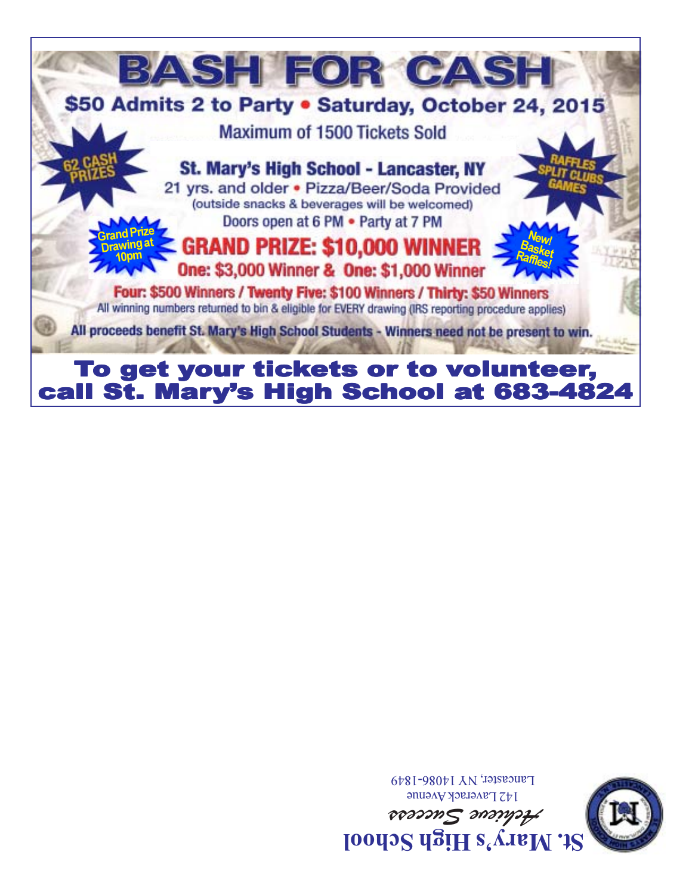# BASH FOR CASH

**$50 Admits 2 to Party • Saturday, October 24, 2015**

Maximum of 1500 Tickets Sold

62 CASH PRIZES

RAFFLES SPLIT CLUBS GAMES

**St. Mary's High School - Lancaster, NY**

21 yrs. and older • Pizza/Beer/Soda Provided

(outside snacks & beverages will be welcomed)

Doors open at 6 PM • Party at 7 PM

Grand Prize Drawing at 10pm

New! Basket Raffles!

## GRAND PRIZE: $10,000 WINNER

**One: $3,000 Winner & One: $1,000 Winner**

**Four: $500 Winners / Twenty Five: $100 Winners / Thirty: $50 Winners**

All winning numbers returned to bin & eligible for EVERY drawing (IRS reporting procedure applies)

**All proceeds benefit St. Mary's High School Students - Winners need not be present to win.**

## To get your tickets or to volunteer, call St. Mary's High School at 683-4824

**St. Mary's High School**

*Achieve Success*

142 Laverack Avenue

Lancaster, NY 14086-1849